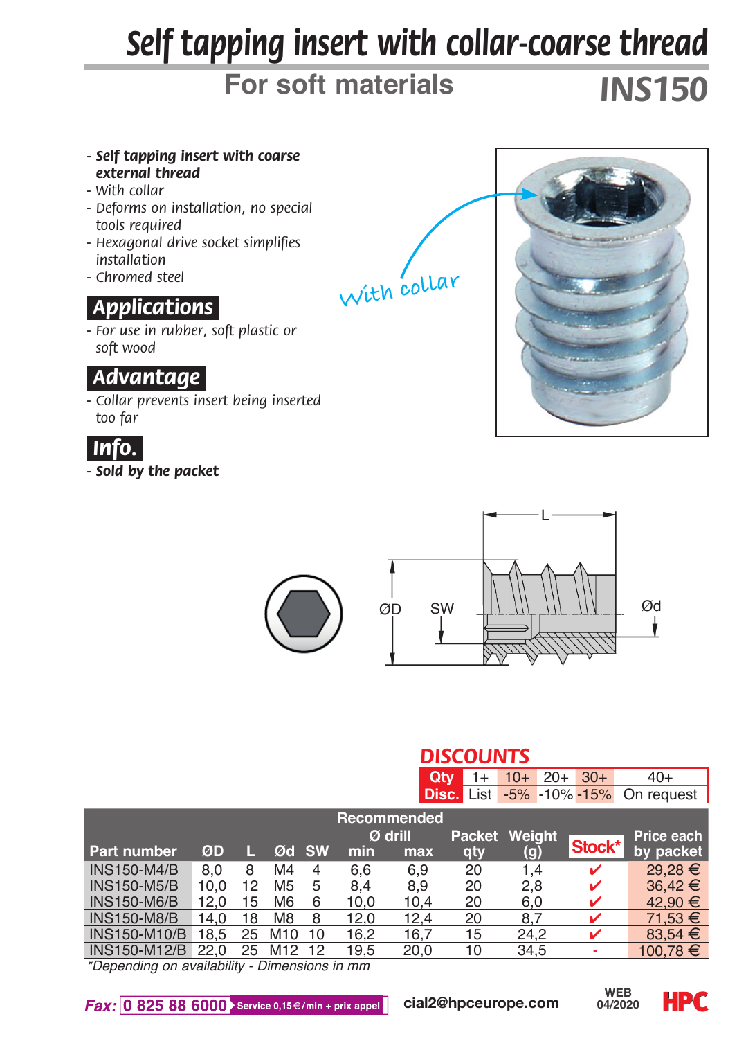# Self tapping insert with collar-coarse thread

## For soft materials

## INS150

- ***Self tapping insert with coarse external thread***
- *With collar*
- *Deforms on installation, no special tools required*
- *Hexagonal drive socket simplifies installation*
- *Chromed steel*

With collar

### Applications

- *For use in rubber, soft plastic or soft wood*

### Advantage

- *Collar prevents insert being inserted too far*

### Info.

- ***Sold by the packet***

L

ØD SW Ød

**DISCOUNTS**

| Qty | 1+ | 10+ | 20+ | 30+ | 40+ |
|---|---|---|---|---|---|
| Disc. | List | -5% | -10% | -15% | On request |

| Part number | ØD | L | Ød | SW | Recommended Ø drill min | Recommended Ø drill max | Packet qty | Weight (g) | Stock* | Price each by packet |
|---|---|---|---|---|---|---|---|---|---|---|
| INS150-M4/B | 8,0 | 8 | M4 | 4 | 6,6 | 6,9 | 20 | 1,4 | ✔ | 29,28 € |
| INS150-M5/B | 10,0 | 12 | M5 | 5 | 8,4 | 8,9 | 20 | 2,8 | ✔ | 36,42 € |
| INS150-M6/B | 12,0 | 15 | M6 | 6 | 10,0 | 10,4 | 20 | 6,0 | ✔ | 42,90 € |
| INS150-M8/B | 14,0 | 18 | M8 | 8 | 12,0 | 12,4 | 20 | 8,7 | ✔ | 71,53 € |
| INS150-M10/B | 18,5 | 25 | M10 | 10 | 16,2 | 16,7 | 15 | 24,2 | ✔ | 83,54 € |
| INS150-M12/B | 22,0 | 25 | M12 | 12 | 19,5 | 20,0 | 10 | 34,5 | - | 100,78 € |

*Depending on availability - Dimensions in mm*

Fax: 0 825 88 6000 Service 0,15 €/min + prix appel cial2@hpceurope.com WEB 04/2020 HPC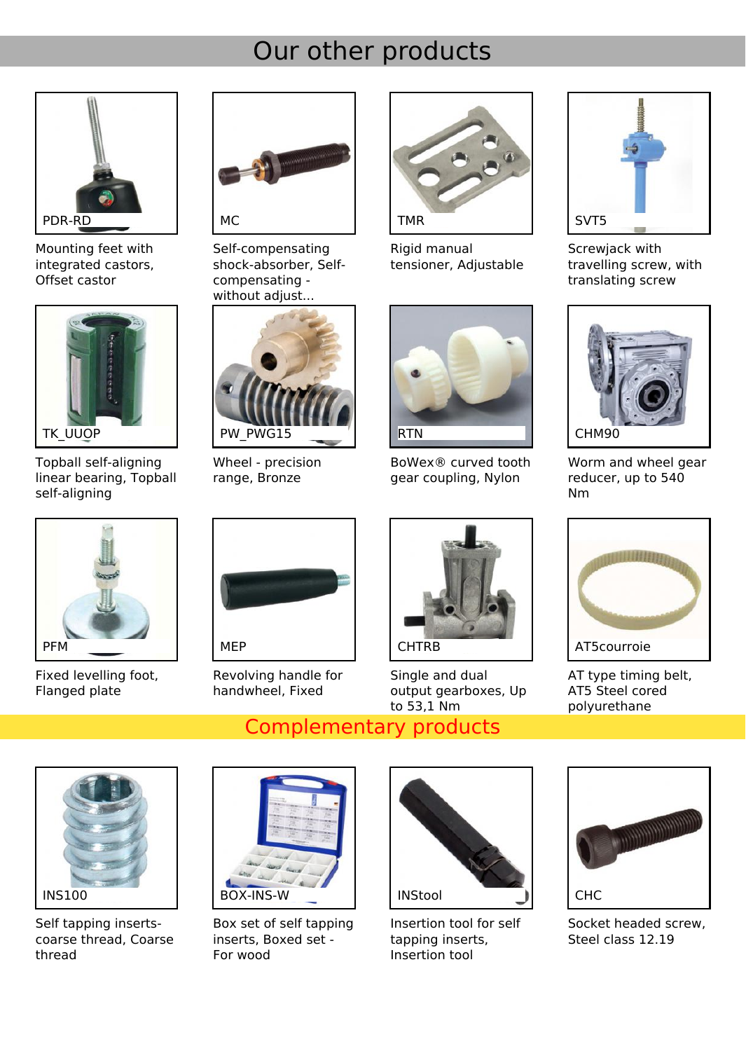# Our other products

PDR-RD

Mounting feet with integrated castors, Offset castor

MC

Self-compensating shock-absorber, Self-compensating - without adjust...

TMR

Rigid manual tensioner, Adjustable

SVT5

Screwjack with travelling screw, with translating screw

TK_UUOP

Topball self-aligning linear bearing, Topball self-aligning

PW_PWG15

Wheel - precision range, Bronze

RTN

BoWex® curved tooth gear coupling, Nylon

CHM90

Worm and wheel gear reducer, up to 540 Nm

PFM

Fixed levelling foot, Flanged plate

MEP

Revolving handle for handwheel, Fixed

CHTRB

Single and dual output gearboxes, Up to 53,1 Nm

AT5courroie

AT type timing belt, AT5 Steel cored polyurethane

# Complementary products

INS100

Self tapping inserts- coarse thread, Coarse thread

BOX-INS-W

Box set of self tapping inserts, Boxed set - For wood

INStool

Insertion tool for self tapping inserts, Insertion tool

CHC

Socket headed screw, Steel class 12.19